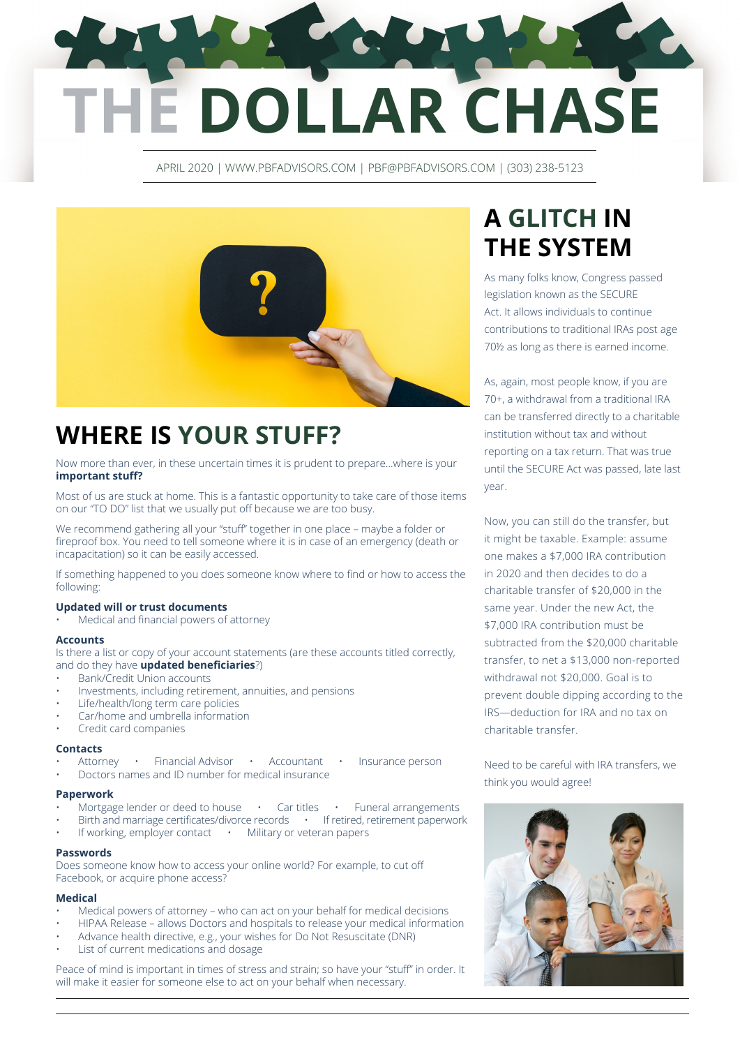# THE DOLLAR CHASE

APRIL 2020 | WWW.PBFADVISORS.COM | PBF@PBFADVISORS.COM | (303) 238-5123

## WHERE IS YOUR STUFF?

Now more than ever, in these uncertain times it is prudent to prepare…where is your **important stuff?**

Most of us are stuck at home. This is a fantastic opportunity to take care of those items on our "TO DO" list that we usually put off because we are too busy.

We recommend gathering all your "stuff" together in one place – maybe a folder or fireproof box. You need to tell someone where it is in case of an emergency (death or incapacitation) so it can be easily accessed.

If something happened to you does someone know where to find or how to access the following:

**Updated will or trust documents**

- Medical and financial powers of attorney

**Accounts**

Is there a list or copy of your account statements (are these accounts titled correctly, and do they have **updated beneficiaries**?)

- Bank/Credit Union accounts
- Investments, including retirement, annuities, and pensions
- Life/health/long term care policies
- Car/home and umbrella information
- Credit card companies

**Contacts**

- Attorney
- Financial Advisor
- Accountant
- Insurance person
- Doctors names and ID number for medical insurance

**Paperwork**

- Mortgage lender or deed to house
- Car titles
- Funeral arrangements
- Birth and marriage certificates/divorce records
- If retired, retirement paperwork
- If working, employer contact
- Military or veteran papers

**Passwords**

Does someone know how to access your online world? For example, to cut off Facebook, or acquire phone access?

**Medical**

- Medical powers of attorney – who can act on your behalf for medical decisions
- HIPAA Release – allows Doctors and hospitals to release your medical information
- Advance health directive, e.g., your wishes for Do Not Resuscitate (DNR)
- List of current medications and dosage

Peace of mind is important in times of stress and strain; so have your "stuff" in order. It will make it easier for someone else to act on your behalf when necessary.

## A GLITCH IN THE SYSTEM

As many folks know, Congress passed legislation known as the SECURE Act. It allows individuals to continue contributions to traditional IRAs post age 70½ as long as there is earned income.

As, again, most people know, if you are 70+, a withdrawal from a traditional IRA can be transferred directly to a charitable institution without tax and without reporting on a tax return. That was true until the SECURE Act was passed, late last year.

Now, you can still do the transfer, but it might be taxable. Example: assume one makes a $7,000 IRA contribution in 2020 and then decides to do a charitable transfer of $20,000 in the same year. Under the new Act, the $7,000 IRA contribution must be subtracted from the $20,000 charitable transfer, to net a $13,000 non-reported withdrawal not $20,000. Goal is to prevent double dipping according to the IRS—deduction for IRA and no tax on charitable transfer.

Need to be careful with IRA transfers, we think you would agree!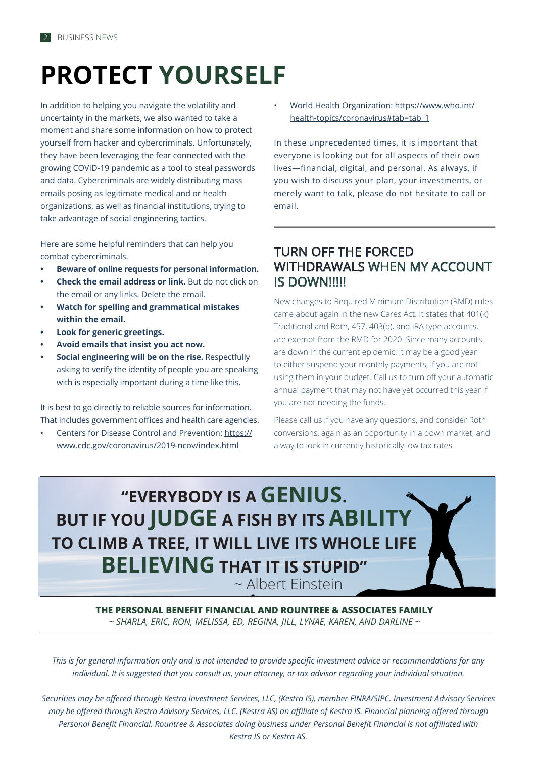# PROTECT YOURSELF

In addition to helping you navigate the volatility and uncertainty in the markets, we also wanted to take a moment and share some information on how to protect yourself from hacker and cybercriminals. Unfortunately, they have been leveraging the fear connected with the growing COVID-19 pandemic as a tool to steal passwords and data. Cybercriminals are widely distributing mass emails posing as legitimate medical and or health organizations, as well as financial institutions, trying to take advantage of social engineering tactics.

Here are some helpful reminders that can help you combat cybercriminals.

- **Beware of online requests for personal information.**
- **Check the email address or link.** But do not click on the email or any links. Delete the email.
- **Watch for spelling and grammatical mistakes within the email.**
- **Look for generic greetings.**
- **Avoid emails that insist you act now.**
- **Social engineering will be on the rise.** Respectfully asking to verify the identity of people you are speaking with is especially important during a time like this.

It is best to go directly to reliable sources for information. That includes government offices and health care agencies.

- Centers for Disease Control and Prevention: https://www.cdc.gov/coronavirus/2019-ncov/index.html
- World Health Organization: https://www.who.int/health-topics/coronavirus#tab=tab_1

In these unprecedented times, it is important that everyone is looking out for all aspects of their own lives—financial, digital, and personal. As always, if you wish to discuss your plan, your investments, or merely want to talk, please do not hesitate to call or email.

## TURN OFF THE FORCED WITHDRAWALS WHEN MY ACCOUNT IS DOWN!!!!!

New changes to Required Minimum Distribution (RMD) rules came about again in the new Cares Act. It states that 401(k) Traditional and Roth, 457, 403(b), and IRA type accounts, are exempt from the RMD for 2020. Since many accounts are down in the current epidemic, it may be a good year to either suspend your monthly payments, if you are not using them in your budget. Call us to turn off your automatic annual payment that may not have yet occurred this year if you are not needing the funds.

Please call us if you have any questions, and consider Roth conversions, again as an opportunity in a down market, and a way to lock in currently historically low tax rates.

**"EVERYBODY IS A GENIUS. BUT IF YOU JUDGE A FISH BY ITS ABILITY TO CLIMB A TREE, IT WILL LIVE ITS WHOLE LIFE BELIEVING THAT IT IS STUPID"**
~ Albert Einstein

**THE PERSONAL BENEFIT FINANCIAL AND ROUNTREE & ASSOCIATES FAMILY**
*~ SHARLA, ERIC, RON, MELISSA, ED, REGINA, JILL, LYNAE, KAREN, AND DARLINE ~*

---

*This is for general information only and is not intended to provide specific investment advice or recommendations for any individual. It is suggested that you consult us, your attorney, or tax advisor regarding your individual situation.*

*Securities may be offered through Kestra Investment Services, LLC, (Kestra IS), member FINRA/SIPC. Investment Advisory Services may be offered through Kestra Advisory Services, LLC, (Kestra AS) an affiliate of Kestra IS. Financial planning offered through Personal Benefit Financial. Rountree & Associates doing business under Personal Benefit Financial is not affiliated with Kestra IS or Kestra AS.*